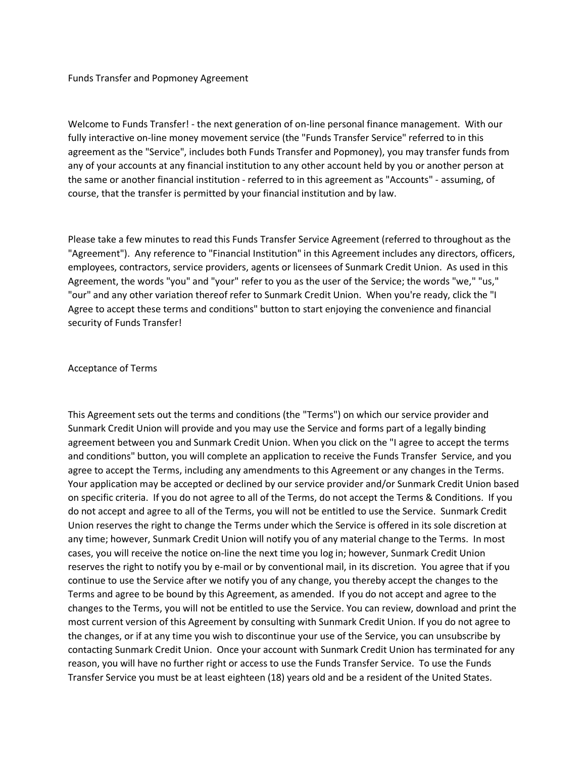# Funds Transfer and Popmoney Agreement

Welcome to Funds Transfer! - the next generation of on-line personal finance management. With our fully interactive on-line money movement service (the "Funds Transfer Service" referred to in this agreement as the "Service", includes both Funds Transfer and Popmoney), you may transfer funds from any of your accounts at any financial institution to any other account held by you or another person at the same or another financial institution - referred to in this agreement as "Accounts" - assuming, of course, that the transfer is permitted by your financial institution and by law.

Please take a few minutes to read this Funds Transfer Service Agreement (referred to throughout as the "Agreement"). Any reference to "Financial Institution" in this Agreement includes any directors, officers, employees, contractors, service providers, agents or licensees of Sunmark Credit Union. As used in this Agreement, the words "you" and "your" refer to you as the user of the Service; the words "we," "us," "our" and any other variation thereof refer to Sunmark Credit Union. When you're ready, click the "I Agree to accept these terms and conditions" button to start enjoying the convenience and financial security of Funds Transfer!

## Acceptance of Terms

This Agreement sets out the terms and conditions (the "Terms") on which our service provider and Sunmark Credit Union will provide and you may use the Service and forms part of a legally binding agreement between you and Sunmark Credit Union. When you click on the "I agree to accept the terms and conditions" button, you will complete an application to receive the Funds Transfer Service, and you agree to accept the Terms, including any amendments to this Agreement or any changes in the Terms. Your application may be accepted or declined by our service provider and/or Sunmark Credit Union based on specific criteria. If you do not agree to all of the Terms, do not accept the Terms & Conditions. If you do not accept and agree to all of the Terms, you will not be entitled to use the Service. Sunmark Credit Union reserves the right to change the Terms under which the Service is offered in its sole discretion at any time; however, Sunmark Credit Union will notify you of any material change to the Terms. In most cases, you will receive the notice on-line the next time you log in; however, Sunmark Credit Union reserves the right to notify you by e-mail or by conventional mail, in its discretion. You agree that if you continue to use the Service after we notify you of any change, you thereby accept the changes to the Terms and agree to be bound by this Agreement, as amended. If you do not accept and agree to the changes to the Terms, you will not be entitled to use the Service. You can review, download and print the most current version of this Agreement by consulting with Sunmark Credit Union. If you do not agree to the changes, or if at any time you wish to discontinue your use of the Service, you can unsubscribe by contacting Sunmark Credit Union. Once your account with Sunmark Credit Union has terminated for any reason, you will have no further right or access to use the Funds Transfer Service. To use the Funds Transfer Service you must be at least eighteen (18) years old and be a resident of the United States.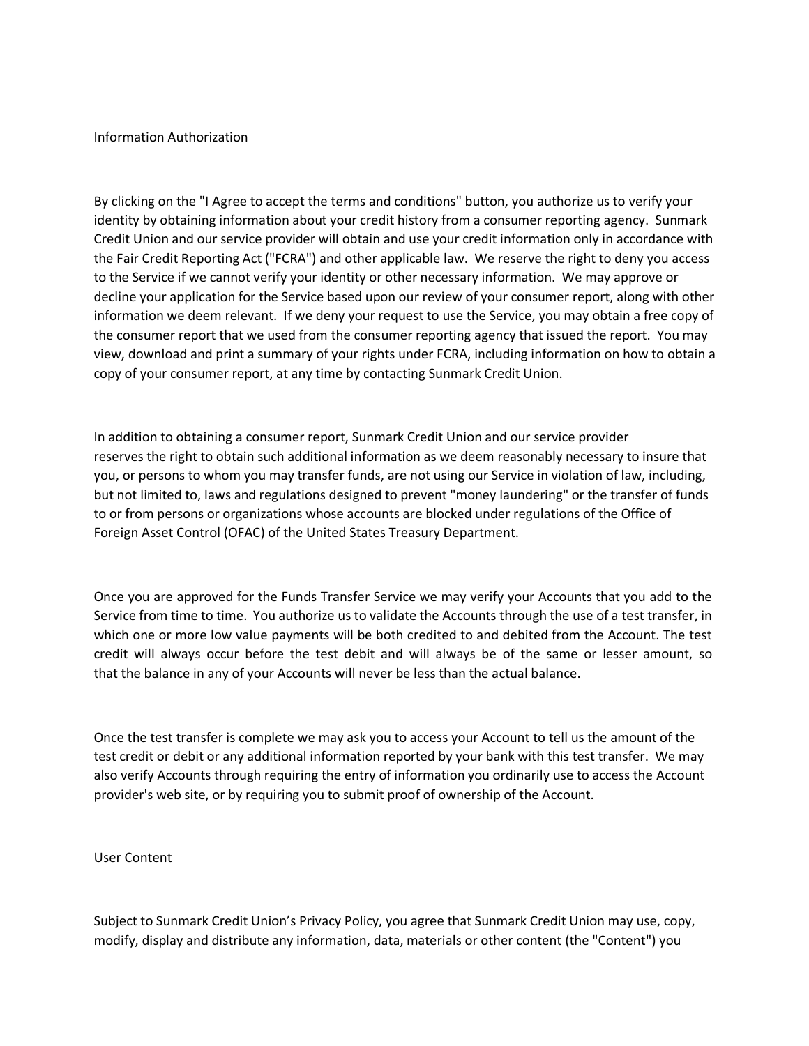## Information Authorization

By clicking on the "I Agree to accept the terms and conditions" button, you authorize us to verify your identity by obtaining information about your credit history from a consumer reporting agency. Sunmark Credit Union and our service provider will obtain and use your credit information only in accordance with the Fair Credit Reporting Act ("FCRA") and other applicable law. We reserve the right to deny you access to the Service if we cannot verify your identity or other necessary information. We may approve or decline your application for the Service based upon our review of your consumer report, along with other information we deem relevant. If we deny your request to use the Service, you may obtain a free copy of the consumer report that we used from the consumer reporting agency that issued the report. You may view, download and print a summary of your rights under FCRA, including information on how to obtain a copy of your consumer report, at any time by contacting Sunmark Credit Union.

In addition to obtaining a consumer report, Sunmark Credit Union and our service provider reserves the right to obtain such additional information as we deem reasonably necessary to insure that you, or persons to whom you may transfer funds, are not using our Service in violation of law, including, but not limited to, laws and regulations designed to prevent "money laundering" or the transfer of funds to or from persons or organizations whose accounts are blocked under regulations of the Office of Foreign Asset Control (OFAC) of the United States Treasury Department.

Once you are approved for the Funds Transfer Service we may verify your Accounts that you add to the Service from time to time. You authorize us to validate the Accounts through the use of a test transfer, in which one or more low value payments will be both credited to and debited from the Account. The test credit will always occur before the test debit and will always be of the same or lesser amount, so that the balance in any of your Accounts will never be less than the actual balance.

Once the test transfer is complete we may ask you to access your Account to tell us the amount of the test credit or debit or any additional information reported by your bank with this test transfer. We may also verify Accounts through requiring the entry of information you ordinarily use to access the Account provider's web site, or by requiring you to submit proof of ownership of the Account.

## User Content

Subject to Sunmark Credit Union's Privacy Policy, you agree that Sunmark Credit Union may use, copy, modify, display and distribute any information, data, materials or other content (the "Content") you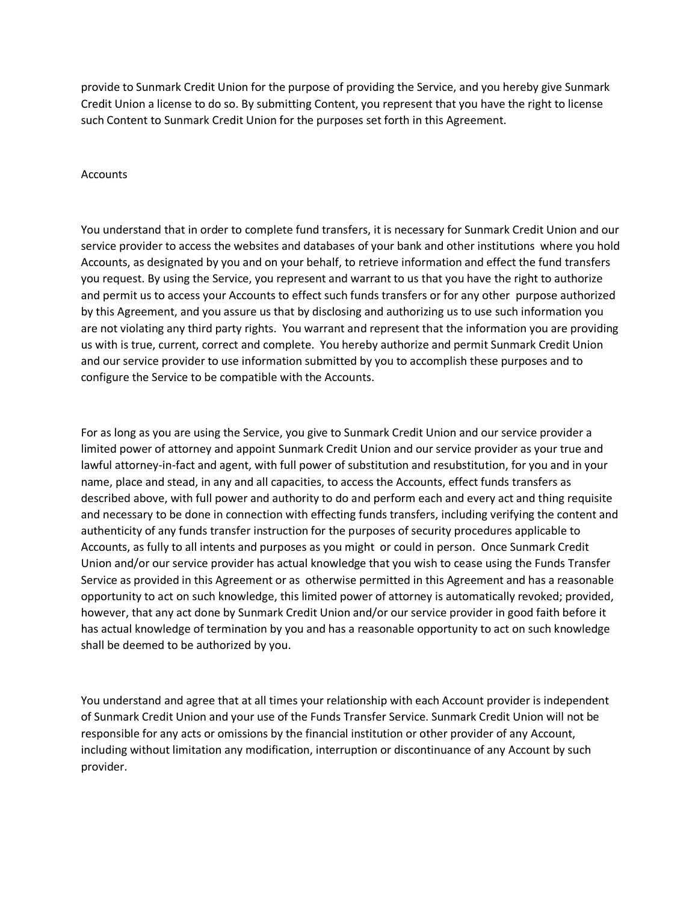provide to Sunmark Credit Union for the purpose of providing the Service, and you hereby give Sunmark Credit Union a license to do so. By submitting Content, you represent that you have the right to license such Content to Sunmark Credit Union for the purposes set forth in this Agreement.

## Accounts

You understand that in order to complete fund transfers, it is necessary for Sunmark Credit Union and our service provider to access the websites and databases of your bank and other institutions where you hold Accounts, as designated by you and on your behalf, to retrieve information and effect the fund transfers you request. By using the Service, you represent and warrant to us that you have the right to authorize and permit us to access your Accounts to effect such funds transfers or for any other purpose authorized by this Agreement, and you assure us that by disclosing and authorizing us to use such information you are not violating any third party rights. You warrant and represent that the information you are providing us with is true, current, correct and complete. You hereby authorize and permit Sunmark Credit Union and our service provider to use information submitted by you to accomplish these purposes and to configure the Service to be compatible with the Accounts.

For as long as you are using the Service, you give to Sunmark Credit Union and our service provider a limited power of attorney and appoint Sunmark Credit Union and our service provider as your true and lawful attorney-in-fact and agent, with full power of substitution and resubstitution, for you and in your name, place and stead, in any and all capacities, to access the Accounts, effect funds transfers as described above, with full power and authority to do and perform each and every act and thing requisite and necessary to be done in connection with effecting funds transfers, including verifying the content and authenticity of any funds transfer instruction for the purposes of security procedures applicable to Accounts, as fully to all intents and purposes as you might or could in person. Once Sunmark Credit Union and/or our service provider has actual knowledge that you wish to cease using the Funds Transfer Service as provided in this Agreement or as otherwise permitted in this Agreement and has a reasonable opportunity to act on such knowledge, this limited power of attorney is automatically revoked; provided, however, that any act done by Sunmark Credit Union and/or our service provider in good faith before it has actual knowledge of termination by you and has a reasonable opportunity to act on such knowledge shall be deemed to be authorized by you.

You understand and agree that at all times your relationship with each Account provider is independent of Sunmark Credit Union and your use of the Funds Transfer Service. Sunmark Credit Union will not be responsible for any acts or omissions by the financial institution or other provider of any Account, including without limitation any modification, interruption or discontinuance of any Account by such provider.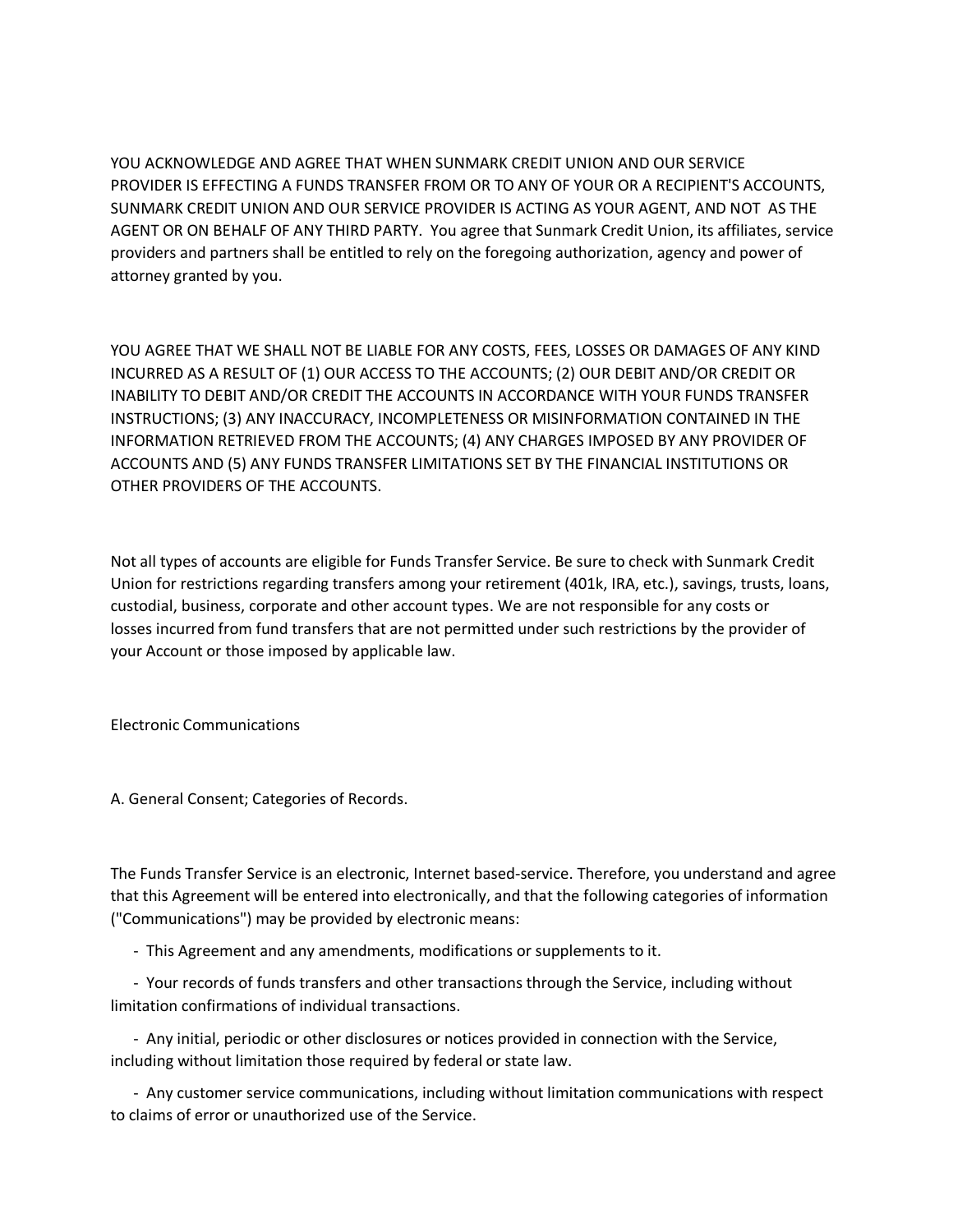YOU ACKNOWLEDGE AND AGREE THAT WHEN SUNMARK CREDIT UNION AND OUR SERVICE PROVIDER IS EFFECTING A FUNDS TRANSFER FROM OR TO ANY OF YOUR OR A RECIPIENT'S ACCOUNTS, SUNMARK CREDIT UNION AND OUR SERVICE PROVIDER IS ACTING AS YOUR AGENT, AND NOT AS THE AGENT OR ON BEHALF OF ANY THIRD PARTY. You agree that Sunmark Credit Union, its affiliates, service providers and partners shall be entitled to rely on the foregoing authorization, agency and power of attorney granted by you.

YOU AGREE THAT WE SHALL NOT BE LIABLE FOR ANY COSTS, FEES, LOSSES OR DAMAGES OF ANY KIND INCURRED AS A RESULT OF (1) OUR ACCESS TO THE ACCOUNTS; (2) OUR DEBIT AND/OR CREDIT OR INABILITY TO DEBIT AND/OR CREDIT THE ACCOUNTS IN ACCORDANCE WITH YOUR FUNDS TRANSFER INSTRUCTIONS; (3) ANY INACCURACY, INCOMPLETENESS OR MISINFORMATION CONTAINED IN THE INFORMATION RETRIEVED FROM THE ACCOUNTS; (4) ANY CHARGES IMPOSED BY ANY PROVIDER OF ACCOUNTS AND (5) ANY FUNDS TRANSFER LIMITATIONS SET BY THE FINANCIAL INSTITUTIONS OR OTHER PROVIDERS OF THE ACCOUNTS.

Not all types of accounts are eligible for Funds Transfer Service. Be sure to check with Sunmark Credit Union for restrictions regarding transfers among your retirement (401k, IRA, etc.), savings, trusts, loans, custodial, business, corporate and other account types. We are not responsible for any costs or losses incurred from fund transfers that are not permitted under such restrictions by the provider of your Account or those imposed by applicable law.

## Electronic Communications

### A. General Consent; Categories of Records.

The Funds Transfer Service is an electronic, Internet based-service. Therefore, you understand and agree that this Agreement will be entered into electronically, and that the following categories of information ("Communications") may be provided by electronic means:

- This Agreement and any amendments, modifications or supplements to it.
- Your records of funds transfers and other transactions through the Service, including without limitation confirmations of individual transactions.
- Any initial, periodic or other disclosures or notices provided in connection with the Service, including without limitation those required by federal or state law.
- Any customer service communications, including without limitation communications with respect to claims of error or unauthorized use of the Service.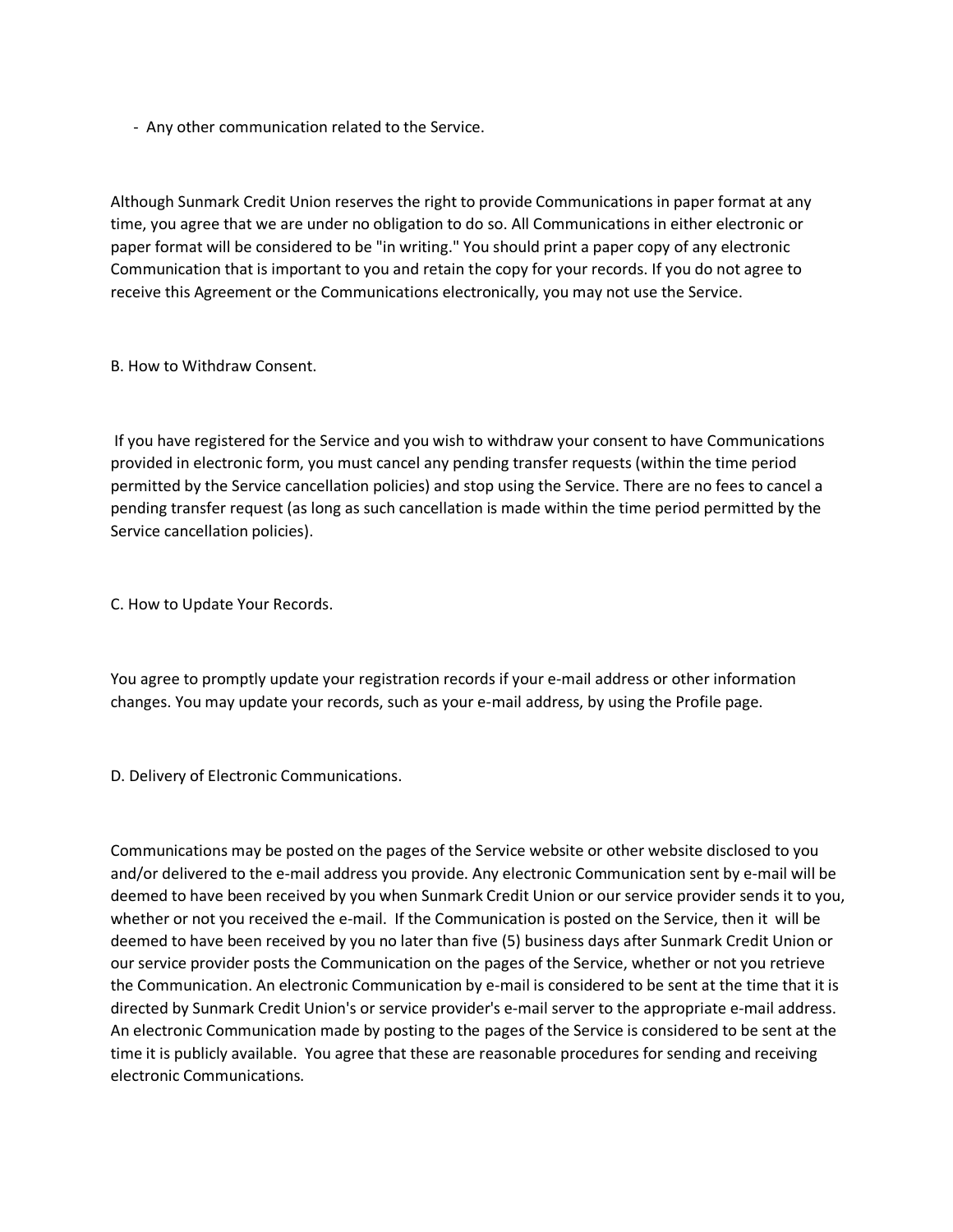- Any other communication related to the Service.

Although Sunmark Credit Union reserves the right to provide Communications in paper format at any time, you agree that we are under no obligation to do so. All Communications in either electronic or paper format will be considered to be "in writing." You should print a paper copy of any electronic Communication that is important to you and retain the copy for your records. If you do not agree to receive this Agreement or the Communications electronically, you may not use the Service.

B. How to Withdraw Consent.

If you have registered for the Service and you wish to withdraw your consent to have Communications provided in electronic form, you must cancel any pending transfer requests (within the time period permitted by the Service cancellation policies) and stop using the Service. There are no fees to cancel a pending transfer request (as long as such cancellation is made within the time period permitted by the Service cancellation policies).

C. How to Update Your Records.

You agree to promptly update your registration records if your e-mail address or other information changes. You may update your records, such as your e-mail address, by using the Profile page.

D. Delivery of Electronic Communications.

Communications may be posted on the pages of the Service website or other website disclosed to you and/or delivered to the e-mail address you provide. Any electronic Communication sent by e-mail will be deemed to have been received by you when Sunmark Credit Union or our service provider sends it to you, whether or not you received the e-mail. If the Communication is posted on the Service, then it will be deemed to have been received by you no later than five (5) business days after Sunmark Credit Union or our service provider posts the Communication on the pages of the Service, whether or not you retrieve the Communication. An electronic Communication by e-mail is considered to be sent at the time that it is directed by Sunmark Credit Union's or service provider's e-mail server to the appropriate e-mail address. An electronic Communication made by posting to the pages of the Service is considered to be sent at the time it is publicly available. You agree that these are reasonable procedures for sending and receiving electronic Communications.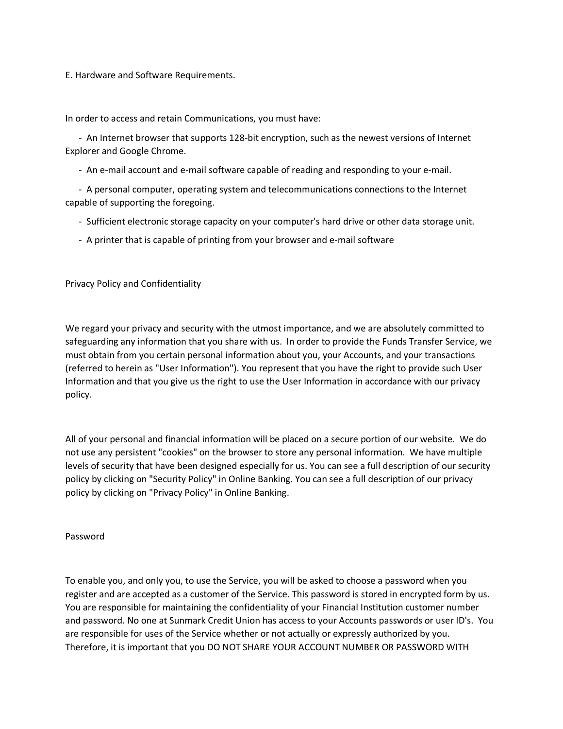E. Hardware and Software Requirements.

In order to access and retain Communications, you must have:

- An Internet browser that supports 128-bit encryption, such as the newest versions of Internet Explorer and Google Chrome.
- An e-mail account and e-mail software capable of reading and responding to your e-mail.
- A personal computer, operating system and telecommunications connections to the Internet capable of supporting the foregoing.
- Sufficient electronic storage capacity on your computer's hard drive or other data storage unit.
- A printer that is capable of printing from your browser and e-mail software

Privacy Policy and Confidentiality

We regard your privacy and security with the utmost importance, and we are absolutely committed to safeguarding any information that you share with us. In order to provide the Funds Transfer Service, we must obtain from you certain personal information about you, your Accounts, and your transactions (referred to herein as "User Information"). You represent that you have the right to provide such User Information and that you give us the right to use the User Information in accordance with our privacy policy.

All of your personal and financial information will be placed on a secure portion of our website. We do not use any persistent "cookies" on the browser to store any personal information. We have multiple levels of security that have been designed especially for us. You can see a full description of our security policy by clicking on "Security Policy" in Online Banking. You can see a full description of our privacy policy by clicking on "Privacy Policy" in Online Banking.

Password

To enable you, and only you, to use the Service, you will be asked to choose a password when you register and are accepted as a customer of the Service. This password is stored in encrypted form by us. You are responsible for maintaining the confidentiality of your Financial Institution customer number and password. No one at Sunmark Credit Union has access to your Accounts passwords or user ID's. You are responsible for uses of the Service whether or not actually or expressly authorized by you. Therefore, it is important that you DO NOT SHARE YOUR ACCOUNT NUMBER OR PASSWORD WITH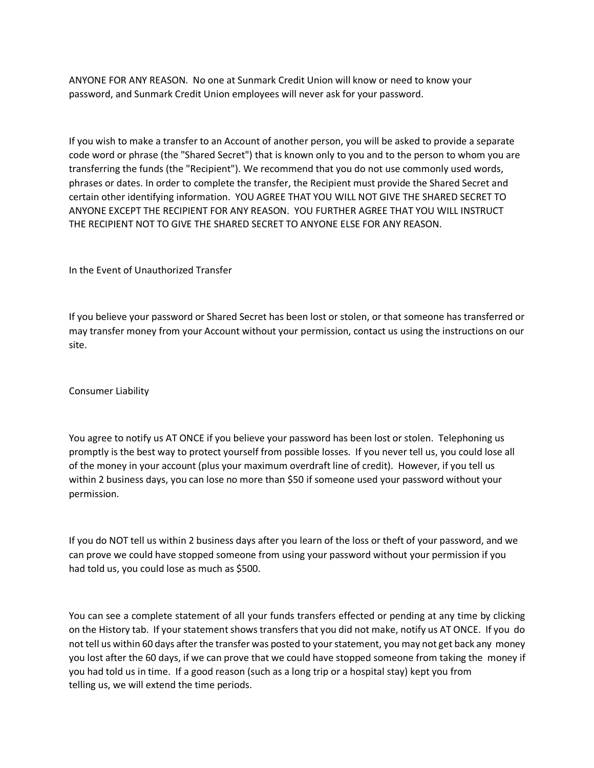ANYONE FOR ANY REASON. No one at Sunmark Credit Union will know or need to know your password, and Sunmark Credit Union employees will never ask for your password.

If you wish to make a transfer to an Account of another person, you will be asked to provide a separate code word or phrase (the "Shared Secret") that is known only to you and to the person to whom you are transferring the funds (the "Recipient"). We recommend that you do not use commonly used words, phrases or dates. In order to complete the transfer, the Recipient must provide the Shared Secret and certain other identifying information. YOU AGREE THAT YOU WILL NOT GIVE THE SHARED SECRET TO ANYONE EXCEPT THE RECIPIENT FOR ANY REASON. YOU FURTHER AGREE THAT YOU WILL INSTRUCT THE RECIPIENT NOT TO GIVE THE SHARED SECRET TO ANYONE ELSE FOR ANY REASON.

## In the Event of Unauthorized Transfer

If you believe your password or Shared Secret has been lost or stolen, or that someone has transferred or may transfer money from your Account without your permission, contact us using the instructions on our site.

## Consumer Liability

You agree to notify us AT ONCE if you believe your password has been lost or stolen. Telephoning us promptly is the best way to protect yourself from possible losses. If you never tell us, you could lose all of the money in your account (plus your maximum overdraft line of credit). However, if you tell us within 2 business days, you can lose no more than $50 if someone used your password without your permission.

If you do NOT tell us within 2 business days after you learn of the loss or theft of your password, and we can prove we could have stopped someone from using your password without your permission if you had told us, you could lose as much as $500.

You can see a complete statement of all your funds transfers effected or pending at any time by clicking on the History tab. If your statement shows transfers that you did not make, notify us AT ONCE. If you do not tell us within 60 days after the transfer was posted to your statement, you may not get back any money you lost after the 60 days, if we can prove that we could have stopped someone from taking the money if you had told us in time. If a good reason (such as a long trip or a hospital stay) kept you from telling us, we will extend the time periods.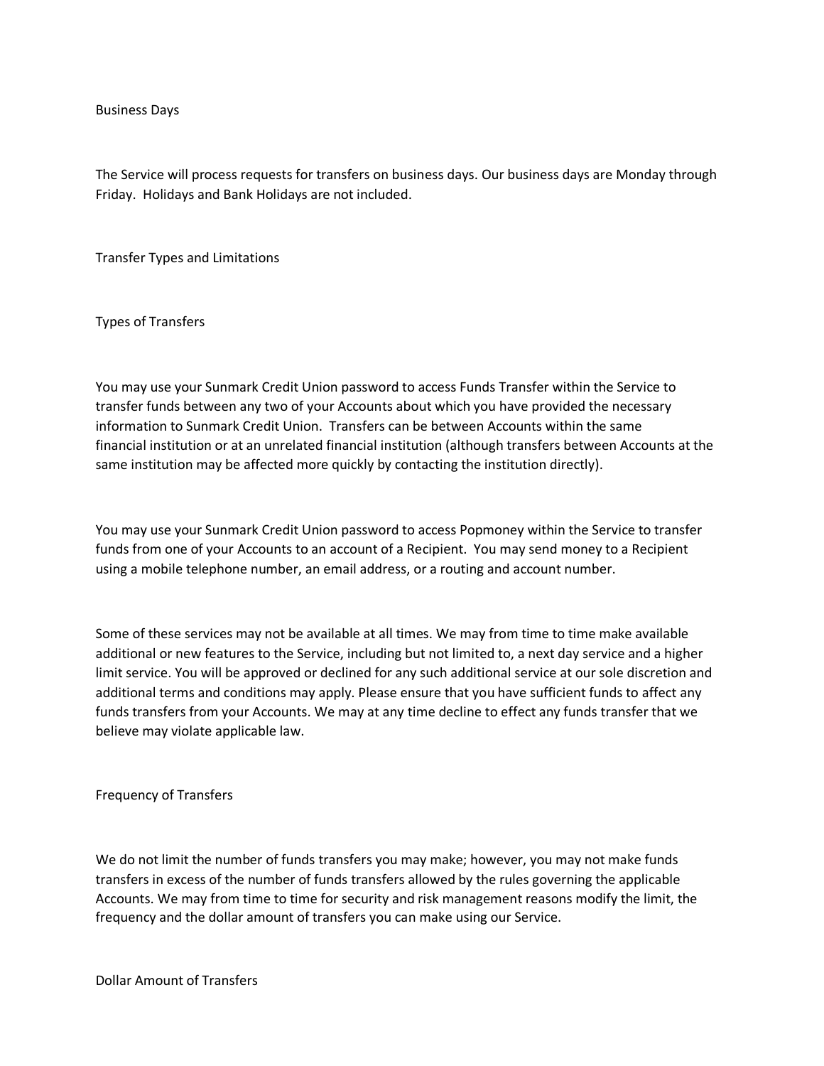## Business Days

The Service will process requests for transfers on business days. Our business days are Monday through Friday. Holidays and Bank Holidays are not included.

## Transfer Types and Limitations

### Types of Transfers

You may use your Sunmark Credit Union password to access Funds Transfer within the Service to transfer funds between any two of your Accounts about which you have provided the necessary information to Sunmark Credit Union. Transfers can be between Accounts within the same financial institution or at an unrelated financial institution (although transfers between Accounts at the same institution may be affected more quickly by contacting the institution directly).

You may use your Sunmark Credit Union password to access Popmoney within the Service to transfer funds from one of your Accounts to an account of a Recipient. You may send money to a Recipient using a mobile telephone number, an email address, or a routing and account number.

Some of these services may not be available at all times. We may from time to time make available additional or new features to the Service, including but not limited to, a next day service and a higher limit service. You will be approved or declined for any such additional service at our sole discretion and additional terms and conditions may apply. Please ensure that you have sufficient funds to affect any funds transfers from your Accounts. We may at any time decline to effect any funds transfer that we believe may violate applicable law.

### Frequency of Transfers

We do not limit the number of funds transfers you may make; however, you may not make funds transfers in excess of the number of funds transfers allowed by the rules governing the applicable Accounts. We may from time to time for security and risk management reasons modify the limit, the frequency and the dollar amount of transfers you can make using our Service.

### Dollar Amount of Transfers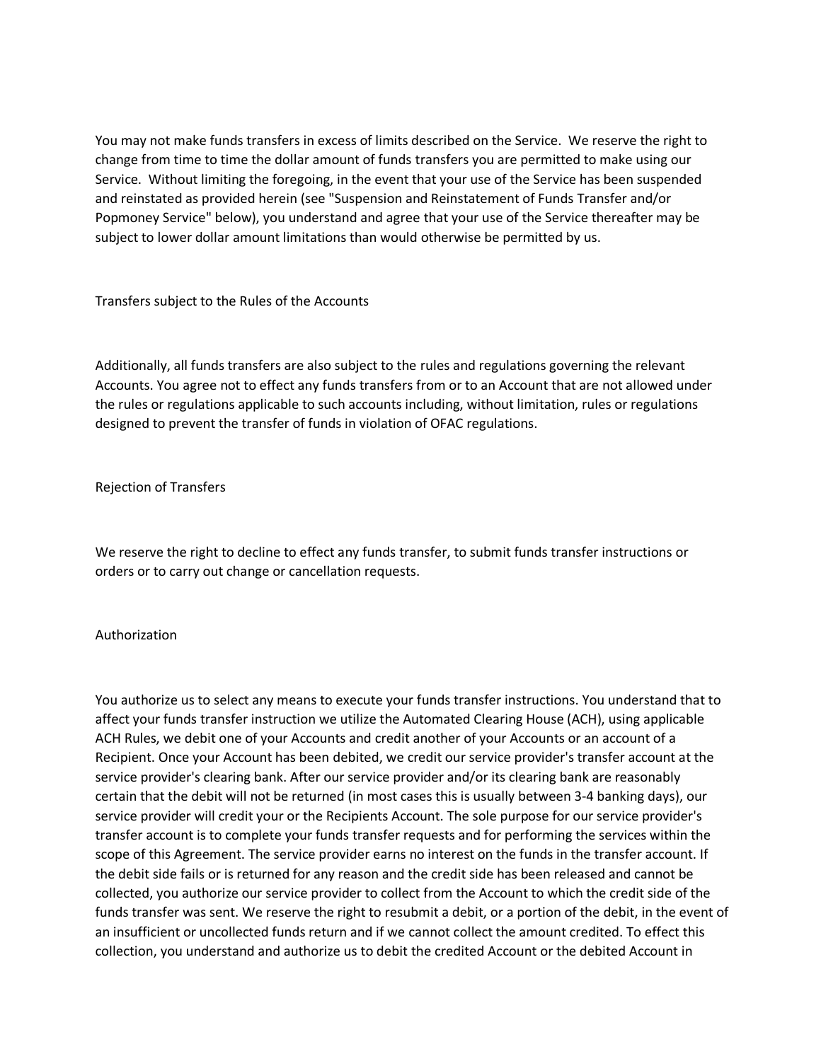You may not make funds transfers in excess of limits described on the Service. We reserve the right to change from time to time the dollar amount of funds transfers you are permitted to make using our Service. Without limiting the foregoing, in the event that your use of the Service has been suspended and reinstated as provided herein (see "Suspension and Reinstatement of Funds Transfer and/or Popmoney Service" below), you understand and agree that your use of the Service thereafter may be subject to lower dollar amount limitations than would otherwise be permitted by us.

## Transfers subject to the Rules of the Accounts

Additionally, all funds transfers are also subject to the rules and regulations governing the relevant Accounts. You agree not to effect any funds transfers from or to an Account that are not allowed under the rules or regulations applicable to such accounts including, without limitation, rules or regulations designed to prevent the transfer of funds in violation of OFAC regulations.

## Rejection of Transfers

We reserve the right to decline to effect any funds transfer, to submit funds transfer instructions or orders or to carry out change or cancellation requests.

## Authorization

You authorize us to select any means to execute your funds transfer instructions. You understand that to affect your funds transfer instruction we utilize the Automated Clearing House (ACH), using applicable ACH Rules, we debit one of your Accounts and credit another of your Accounts or an account of a Recipient. Once your Account has been debited, we credit our service provider's transfer account at the service provider's clearing bank. After our service provider and/or its clearing bank are reasonably certain that the debit will not be returned (in most cases this is usually between 3-4 banking days), our service provider will credit your or the Recipients Account. The sole purpose for our service provider's transfer account is to complete your funds transfer requests and for performing the services within the scope of this Agreement. The service provider earns no interest on the funds in the transfer account. If the debit side fails or is returned for any reason and the credit side has been released and cannot be collected, you authorize our service provider to collect from the Account to which the credit side of the funds transfer was sent. We reserve the right to resubmit a debit, or a portion of the debit, in the event of an insufficient or uncollected funds return and if we cannot collect the amount credited. To effect this collection, you understand and authorize us to debit the credited Account or the debited Account in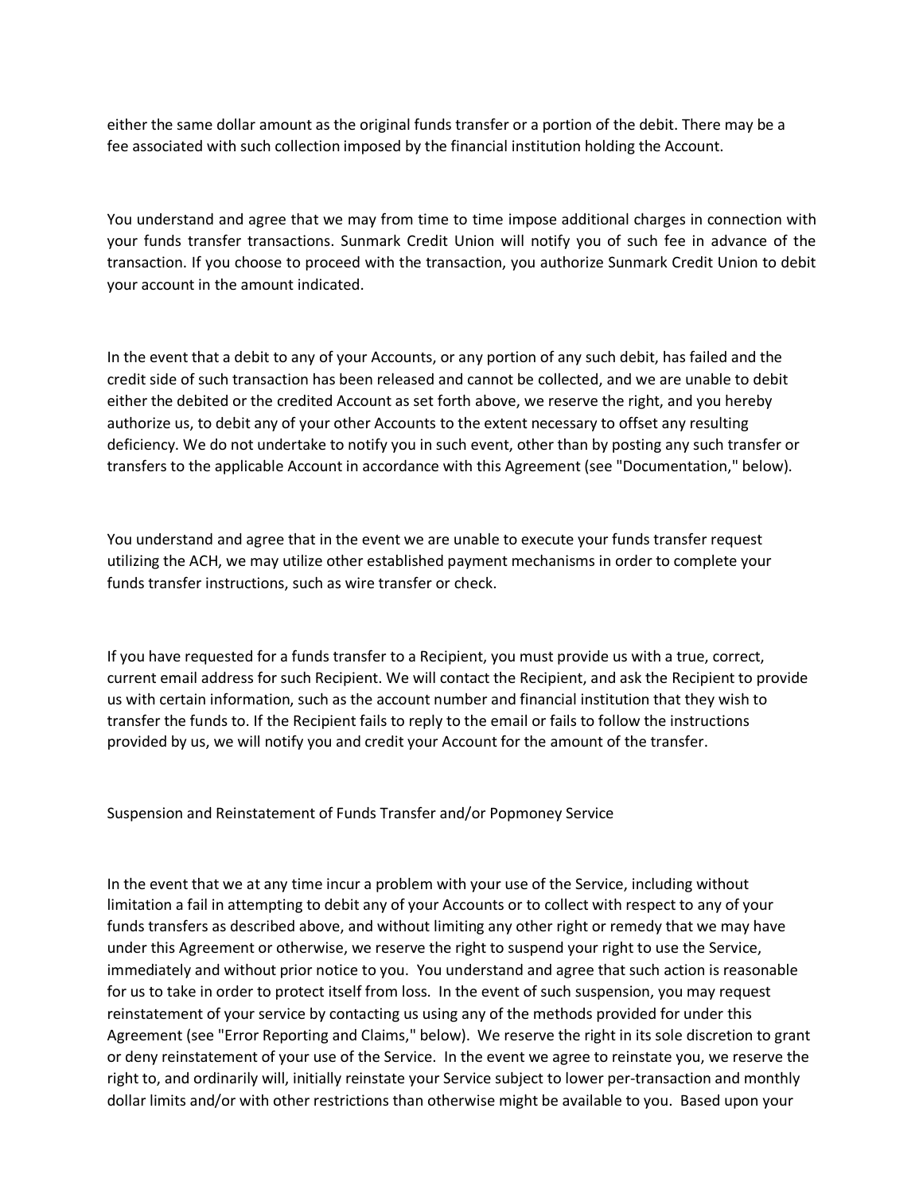either the same dollar amount as the original funds transfer or a portion of the debit. There may be a fee associated with such collection imposed by the financial institution holding the Account.

You understand and agree that we may from time to time impose additional charges in connection with your funds transfer transactions. Sunmark Credit Union will notify you of such fee in advance of the transaction. If you choose to proceed with the transaction, you authorize Sunmark Credit Union to debit your account in the amount indicated.

In the event that a debit to any of your Accounts, or any portion of any such debit, has failed and the credit side of such transaction has been released and cannot be collected, and we are unable to debit either the debited or the credited Account as set forth above, we reserve the right, and you hereby authorize us, to debit any of your other Accounts to the extent necessary to offset any resulting deficiency. We do not undertake to notify you in such event, other than by posting any such transfer or transfers to the applicable Account in accordance with this Agreement (see "Documentation," below).

You understand and agree that in the event we are unable to execute your funds transfer request utilizing the ACH, we may utilize other established payment mechanisms in order to complete your funds transfer instructions, such as wire transfer or check.

If you have requested for a funds transfer to a Recipient, you must provide us with a true, correct, current email address for such Recipient. We will contact the Recipient, and ask the Recipient to provide us with certain information, such as the account number and financial institution that they wish to transfer the funds to. If the Recipient fails to reply to the email or fails to follow the instructions provided by us, we will notify you and credit your Account for the amount of the transfer.

Suspension and Reinstatement of Funds Transfer and/or Popmoney Service

In the event that we at any time incur a problem with your use of the Service, including without limitation a fail in attempting to debit any of your Accounts or to collect with respect to any of your funds transfers as described above, and without limiting any other right or remedy that we may have under this Agreement or otherwise, we reserve the right to suspend your right to use the Service, immediately and without prior notice to you. You understand and agree that such action is reasonable for us to take in order to protect itself from loss. In the event of such suspension, you may request reinstatement of your service by contacting us using any of the methods provided for under this Agreement (see "Error Reporting and Claims," below). We reserve the right in its sole discretion to grant or deny reinstatement of your use of the Service. In the event we agree to reinstate you, we reserve the right to, and ordinarily will, initially reinstate your Service subject to lower per-transaction and monthly dollar limits and/or with other restrictions than otherwise might be available to you. Based upon your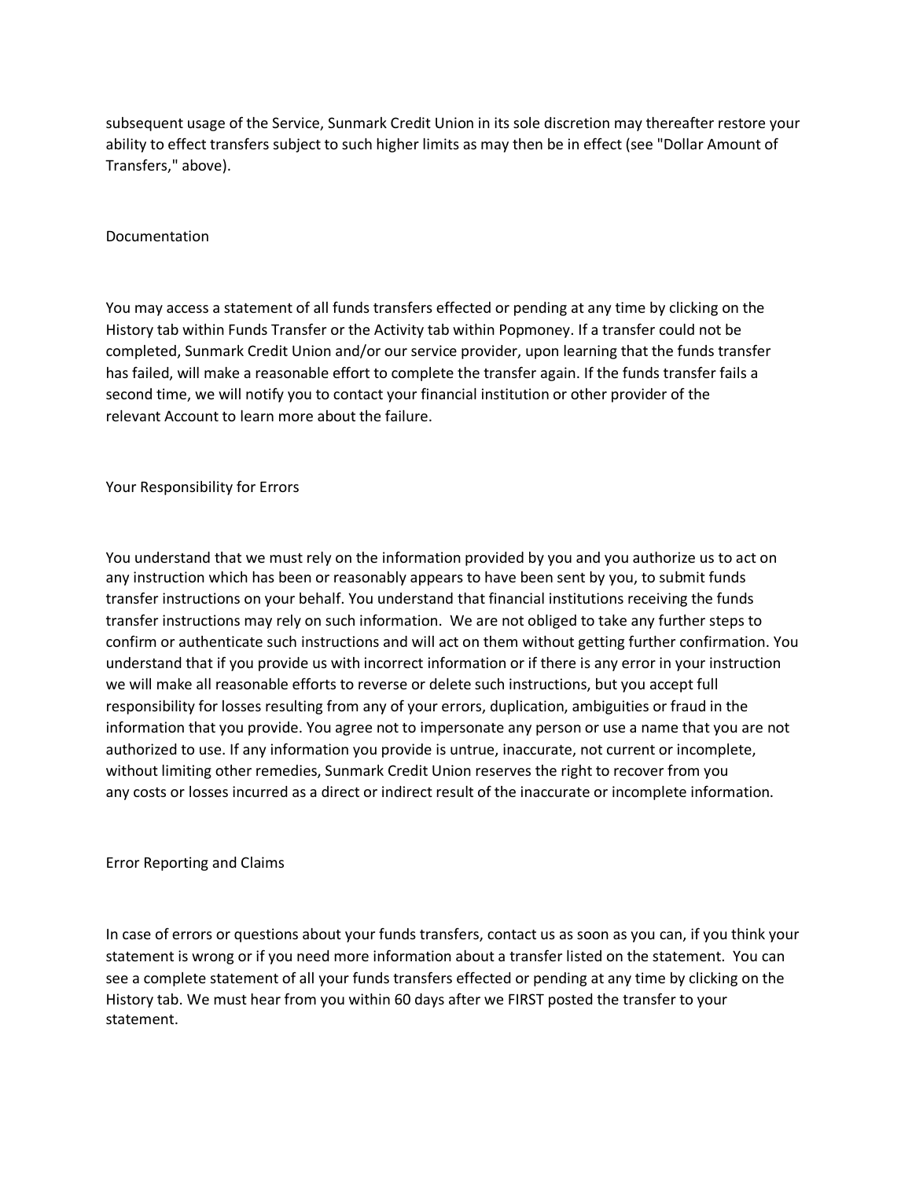subsequent usage of the Service, Sunmark Credit Union in its sole discretion may thereafter restore your ability to effect transfers subject to such higher limits as may then be in effect (see "Dollar Amount of Transfers," above).

## Documentation

You may access a statement of all funds transfers effected or pending at any time by clicking on the History tab within Funds Transfer or the Activity tab within Popmoney. If a transfer could not be completed, Sunmark Credit Union and/or our service provider, upon learning that the funds transfer has failed, will make a reasonable effort to complete the transfer again. If the funds transfer fails a second time, we will notify you to contact your financial institution or other provider of the relevant Account to learn more about the failure.

## Your Responsibility for Errors

You understand that we must rely on the information provided by you and you authorize us to act on any instruction which has been or reasonably appears to have been sent by you, to submit funds transfer instructions on your behalf. You understand that financial institutions receiving the funds transfer instructions may rely on such information. We are not obliged to take any further steps to confirm or authenticate such instructions and will act on them without getting further confirmation. You understand that if you provide us with incorrect information or if there is any error in your instruction we will make all reasonable efforts to reverse or delete such instructions, but you accept full responsibility for losses resulting from any of your errors, duplication, ambiguities or fraud in the information that you provide. You agree not to impersonate any person or use a name that you are not authorized to use. If any information you provide is untrue, inaccurate, not current or incomplete, without limiting other remedies, Sunmark Credit Union reserves the right to recover from you any costs or losses incurred as a direct or indirect result of the inaccurate or incomplete information.

## Error Reporting and Claims

In case of errors or questions about your funds transfers, contact us as soon as you can, if you think your statement is wrong or if you need more information about a transfer listed on the statement. You can see a complete statement of all your funds transfers effected or pending at any time by clicking on the History tab. We must hear from you within 60 days after we FIRST posted the transfer to your statement.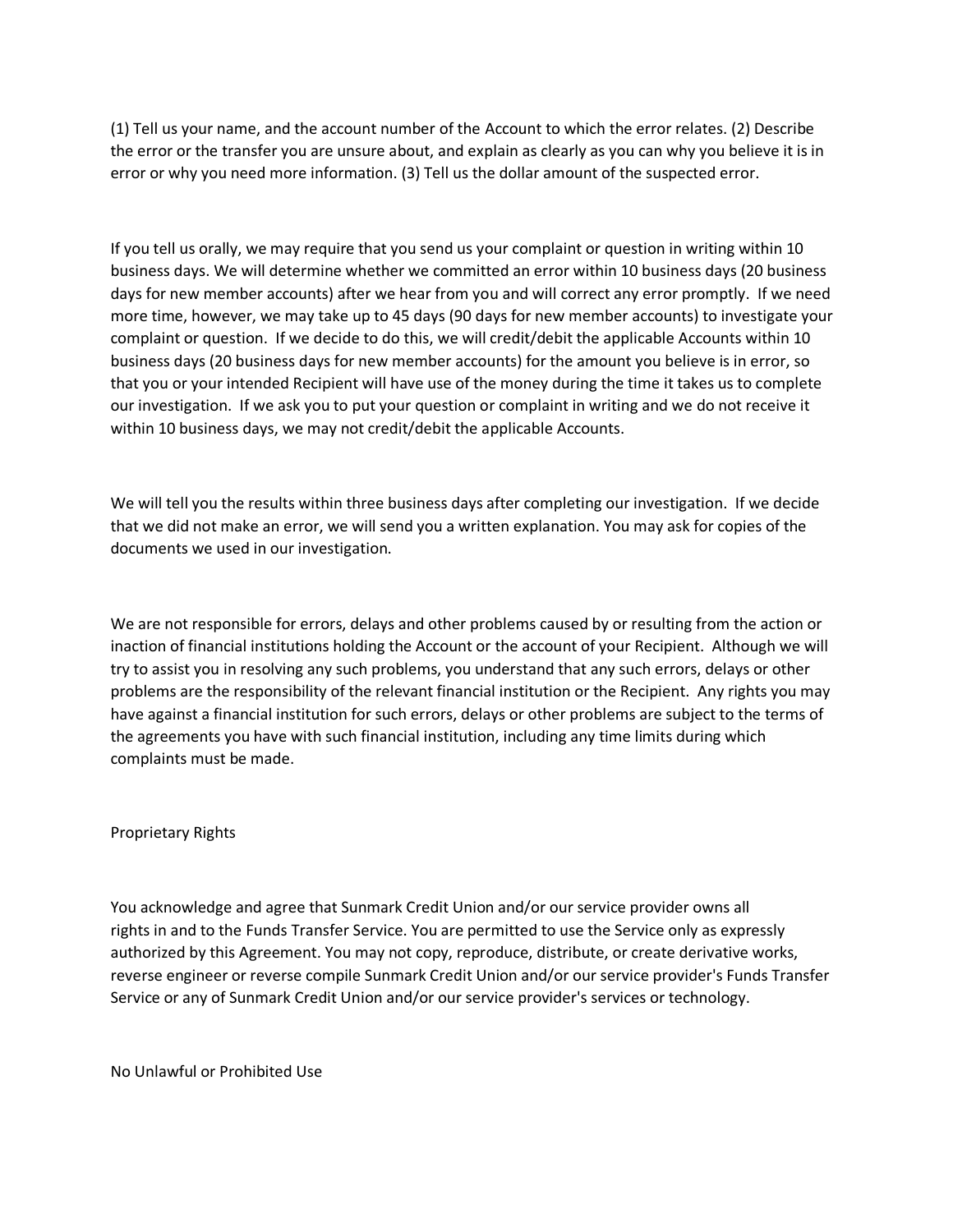(1) Tell us your name, and the account number of the Account to which the error relates. (2) Describe the error or the transfer you are unsure about, and explain as clearly as you can why you believe it is in error or why you need more information. (3) Tell us the dollar amount of the suspected error.

If you tell us orally, we may require that you send us your complaint or question in writing within 10 business days. We will determine whether we committed an error within 10 business days (20 business days for new member accounts) after we hear from you and will correct any error promptly. If we need more time, however, we may take up to 45 days (90 days for new member accounts) to investigate your complaint or question. If we decide to do this, we will credit/debit the applicable Accounts within 10 business days (20 business days for new member accounts) for the amount you believe is in error, so that you or your intended Recipient will have use of the money during the time it takes us to complete our investigation. If we ask you to put your question or complaint in writing and we do not receive it within 10 business days, we may not credit/debit the applicable Accounts.

We will tell you the results within three business days after completing our investigation. If we decide that we did not make an error, we will send you a written explanation. You may ask for copies of the documents we used in our investigation.

We are not responsible for errors, delays and other problems caused by or resulting from the action or inaction of financial institutions holding the Account or the account of your Recipient. Although we will try to assist you in resolving any such problems, you understand that any such errors, delays or other problems are the responsibility of the relevant financial institution or the Recipient. Any rights you may have against a financial institution for such errors, delays or other problems are subject to the terms of the agreements you have with such financial institution, including any time limits during which complaints must be made.

## Proprietary Rights

You acknowledge and agree that Sunmark Credit Union and/or our service provider owns all rights in and to the Funds Transfer Service. You are permitted to use the Service only as expressly authorized by this Agreement. You may not copy, reproduce, distribute, or create derivative works, reverse engineer or reverse compile Sunmark Credit Union and/or our service provider's Funds Transfer Service or any of Sunmark Credit Union and/or our service provider's services or technology.

## No Unlawful or Prohibited Use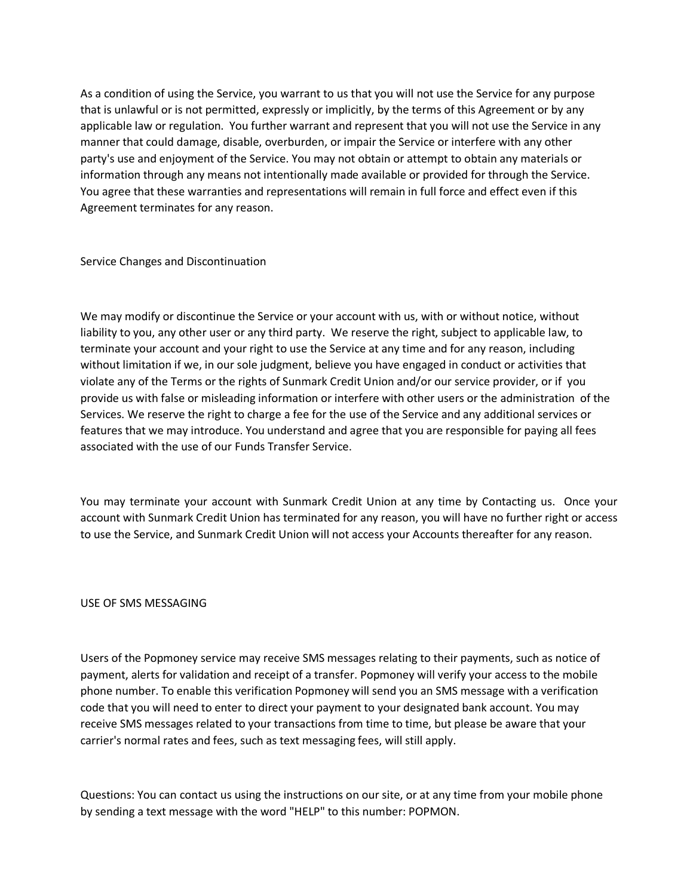As a condition of using the Service, you warrant to us that you will not use the Service for any purpose that is unlawful or is not permitted, expressly or implicitly, by the terms of this Agreement or by any applicable law or regulation. You further warrant and represent that you will not use the Service in any manner that could damage, disable, overburden, or impair the Service or interfere with any other party's use and enjoyment of the Service. You may not obtain or attempt to obtain any materials or information through any means not intentionally made available or provided for through the Service. You agree that these warranties and representations will remain in full force and effect even if this Agreement terminates for any reason.

## Service Changes and Discontinuation

We may modify or discontinue the Service or your account with us, with or without notice, without liability to you, any other user or any third party. We reserve the right, subject to applicable law, to terminate your account and your right to use the Service at any time and for any reason, including without limitation if we, in our sole judgment, believe you have engaged in conduct or activities that violate any of the Terms or the rights of Sunmark Credit Union and/or our service provider, or if you provide us with false or misleading information or interfere with other users or the administration of the Services. We reserve the right to charge a fee for the use of the Service and any additional services or features that we may introduce. You understand and agree that you are responsible for paying all fees associated with the use of our Funds Transfer Service.

You may terminate your account with Sunmark Credit Union at any time by Contacting us. Once your account with Sunmark Credit Union has terminated for any reason, you will have no further right or access to use the Service, and Sunmark Credit Union will not access your Accounts thereafter for any reason.

## USE OF SMS MESSAGING

Users of the Popmoney service may receive SMS messages relating to their payments, such as notice of payment, alerts for validation and receipt of a transfer. Popmoney will verify your access to the mobile phone number. To enable this verification Popmoney will send you an SMS message with a verification code that you will need to enter to direct your payment to your designated bank account. You may receive SMS messages related to your transactions from time to time, but please be aware that your carrier's normal rates and fees, such as text messaging fees, will still apply.

Questions: You can contact us using the instructions on our site, or at any time from your mobile phone by sending a text message with the word "HELP" to this number: POPMON.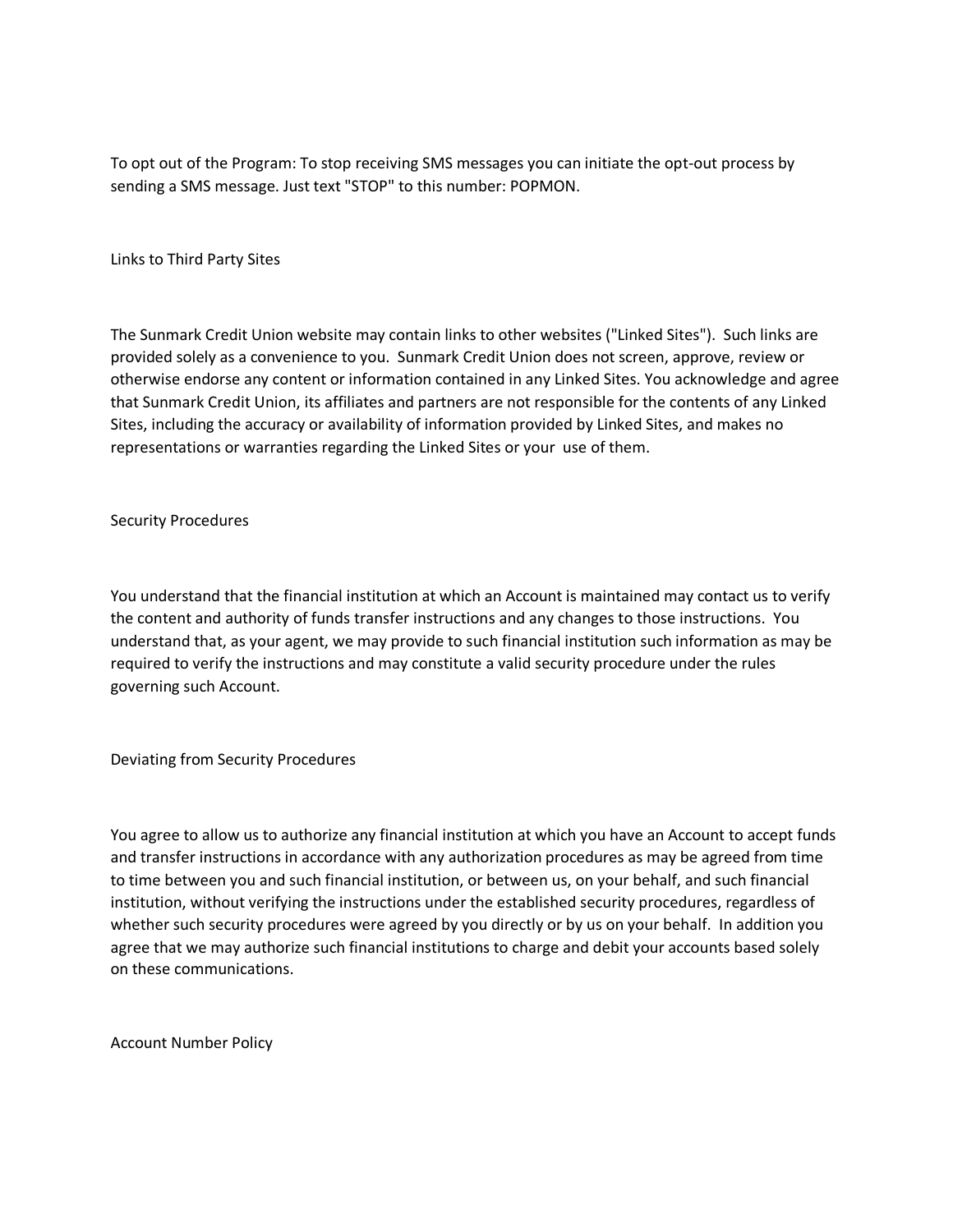To opt out of the Program: To stop receiving SMS messages you can initiate the opt-out process by sending a SMS message. Just text "STOP" to this number: POPMON.

## Links to Third Party Sites

The Sunmark Credit Union website may contain links to other websites ("Linked Sites"). Such links are provided solely as a convenience to you. Sunmark Credit Union does not screen, approve, review or otherwise endorse any content or information contained in any Linked Sites. You acknowledge and agree that Sunmark Credit Union, its affiliates and partners are not responsible for the contents of any Linked Sites, including the accuracy or availability of information provided by Linked Sites, and makes no representations or warranties regarding the Linked Sites or your use of them.

## Security Procedures

You understand that the financial institution at which an Account is maintained may contact us to verify the content and authority of funds transfer instructions and any changes to those instructions. You understand that, as your agent, we may provide to such financial institution such information as may be required to verify the instructions and may constitute a valid security procedure under the rules governing such Account.

## Deviating from Security Procedures

You agree to allow us to authorize any financial institution at which you have an Account to accept funds and transfer instructions in accordance with any authorization procedures as may be agreed from time to time between you and such financial institution, or between us, on your behalf, and such financial institution, without verifying the instructions under the established security procedures, regardless of whether such security procedures were agreed by you directly or by us on your behalf. In addition you agree that we may authorize such financial institutions to charge and debit your accounts based solely on these communications.

## Account Number Policy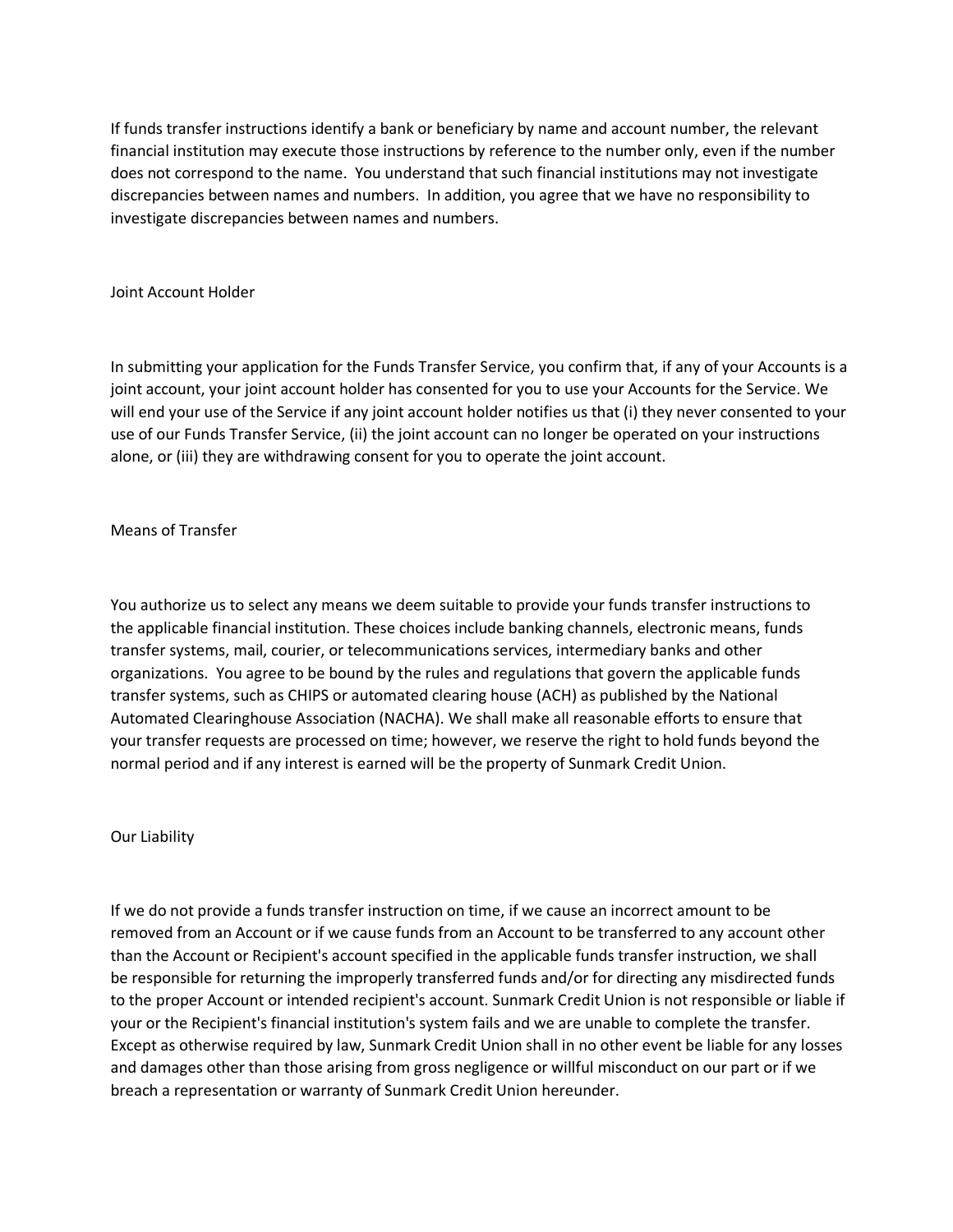If funds transfer instructions identify a bank or beneficiary by name and account number, the relevant financial institution may execute those instructions by reference to the number only, even if the number does not correspond to the name. You understand that such financial institutions may not investigate discrepancies between names and numbers. In addition, you agree that we have no responsibility to investigate discrepancies between names and numbers.

## Joint Account Holder

In submitting your application for the Funds Transfer Service, you confirm that, if any of your Accounts is a joint account, your joint account holder has consented for you to use your Accounts for the Service. We will end your use of the Service if any joint account holder notifies us that (i) they never consented to your use of our Funds Transfer Service, (ii) the joint account can no longer be operated on your instructions alone, or (iii) they are withdrawing consent for you to operate the joint account.

## Means of Transfer

You authorize us to select any means we deem suitable to provide your funds transfer instructions to the applicable financial institution. These choices include banking channels, electronic means, funds transfer systems, mail, courier, or telecommunications services, intermediary banks and other organizations. You agree to be bound by the rules and regulations that govern the applicable funds transfer systems, such as CHIPS or automated clearing house (ACH) as published by the National Automated Clearinghouse Association (NACHA). We shall make all reasonable efforts to ensure that your transfer requests are processed on time; however, we reserve the right to hold funds beyond the normal period and if any interest is earned will be the property of Sunmark Credit Union.

## Our Liability

If we do not provide a funds transfer instruction on time, if we cause an incorrect amount to be removed from an Account or if we cause funds from an Account to be transferred to any account other than the Account or Recipient's account specified in the applicable funds transfer instruction, we shall be responsible for returning the improperly transferred funds and/or for directing any misdirected funds to the proper Account or intended recipient's account. Sunmark Credit Union is not responsible or liable if your or the Recipient's financial institution's system fails and we are unable to complete the transfer. Except as otherwise required by law, Sunmark Credit Union shall in no other event be liable for any losses and damages other than those arising from gross negligence or willful misconduct on our part or if we breach a representation or warranty of Sunmark Credit Union hereunder.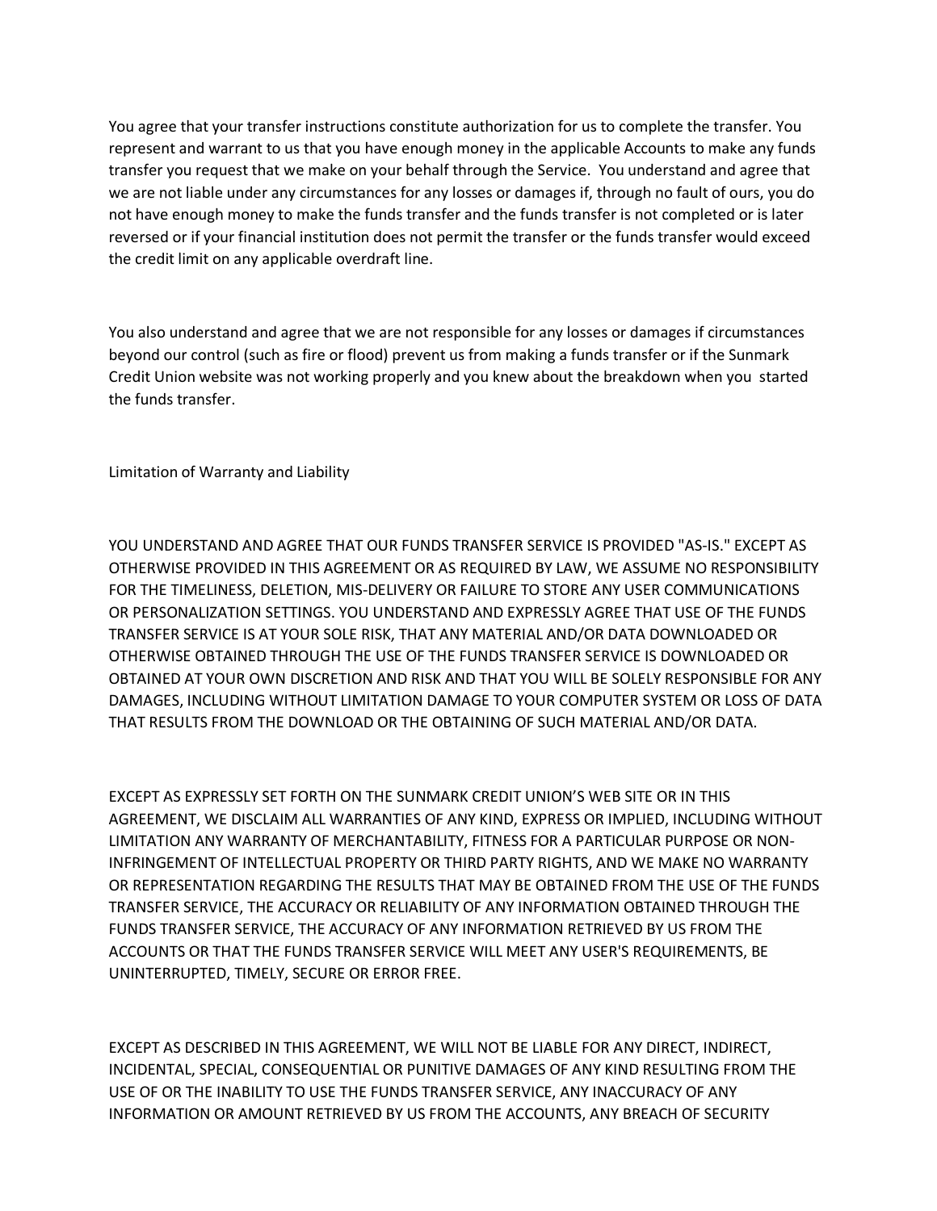You agree that your transfer instructions constitute authorization for us to complete the transfer. You represent and warrant to us that you have enough money in the applicable Accounts to make any funds transfer you request that we make on your behalf through the Service. You understand and agree that we are not liable under any circumstances for any losses or damages if, through no fault of ours, you do not have enough money to make the funds transfer and the funds transfer is not completed or is later reversed or if your financial institution does not permit the transfer or the funds transfer would exceed the credit limit on any applicable overdraft line.

You also understand and agree that we are not responsible for any losses or damages if circumstances beyond our control (such as fire or flood) prevent us from making a funds transfer or if the Sunmark Credit Union website was not working properly and you knew about the breakdown when you started the funds transfer.

## Limitation of Warranty and Liability

YOU UNDERSTAND AND AGREE THAT OUR FUNDS TRANSFER SERVICE IS PROVIDED "AS-IS." EXCEPT AS OTHERWISE PROVIDED IN THIS AGREEMENT OR AS REQUIRED BY LAW, WE ASSUME NO RESPONSIBILITY FOR THE TIMELINESS, DELETION, MIS-DELIVERY OR FAILURE TO STORE ANY USER COMMUNICATIONS OR PERSONALIZATION SETTINGS. YOU UNDERSTAND AND EXPRESSLY AGREE THAT USE OF THE FUNDS TRANSFER SERVICE IS AT YOUR SOLE RISK, THAT ANY MATERIAL AND/OR DATA DOWNLOADED OR OTHERWISE OBTAINED THROUGH THE USE OF THE FUNDS TRANSFER SERVICE IS DOWNLOADED OR OBTAINED AT YOUR OWN DISCRETION AND RISK AND THAT YOU WILL BE SOLELY RESPONSIBLE FOR ANY DAMAGES, INCLUDING WITHOUT LIMITATION DAMAGE TO YOUR COMPUTER SYSTEM OR LOSS OF DATA THAT RESULTS FROM THE DOWNLOAD OR THE OBTAINING OF SUCH MATERIAL AND/OR DATA.

EXCEPT AS EXPRESSLY SET FORTH ON THE SUNMARK CREDIT UNION'S WEB SITE OR IN THIS AGREEMENT, WE DISCLAIM ALL WARRANTIES OF ANY KIND, EXPRESS OR IMPLIED, INCLUDING WITHOUT LIMITATION ANY WARRANTY OF MERCHANTABILITY, FITNESS FOR A PARTICULAR PURPOSE OR NON-INFRINGEMENT OF INTELLECTUAL PROPERTY OR THIRD PARTY RIGHTS, AND WE MAKE NO WARRANTY OR REPRESENTATION REGARDING THE RESULTS THAT MAY BE OBTAINED FROM THE USE OF THE FUNDS TRANSFER SERVICE, THE ACCURACY OR RELIABILITY OF ANY INFORMATION OBTAINED THROUGH THE FUNDS TRANSFER SERVICE, THE ACCURACY OF ANY INFORMATION RETRIEVED BY US FROM THE ACCOUNTS OR THAT THE FUNDS TRANSFER SERVICE WILL MEET ANY USER'S REQUIREMENTS, BE UNINTERRUPTED, TIMELY, SECURE OR ERROR FREE.

EXCEPT AS DESCRIBED IN THIS AGREEMENT, WE WILL NOT BE LIABLE FOR ANY DIRECT, INDIRECT, INCIDENTAL, SPECIAL, CONSEQUENTIAL OR PUNITIVE DAMAGES OF ANY KIND RESULTING FROM THE USE OF OR THE INABILITY TO USE THE FUNDS TRANSFER SERVICE, ANY INACCURACY OF ANY INFORMATION OR AMOUNT RETRIEVED BY US FROM THE ACCOUNTS, ANY BREACH OF SECURITY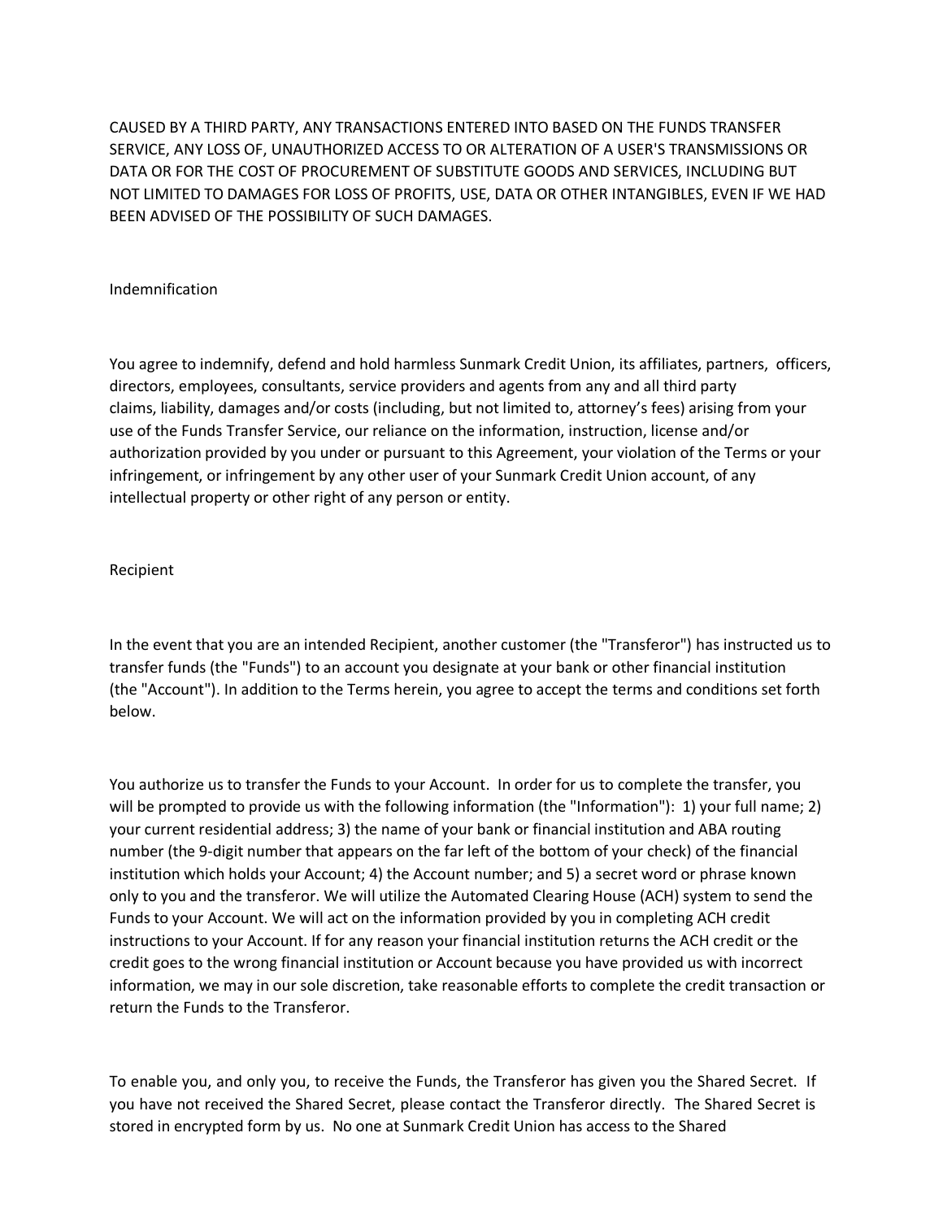CAUSED BY A THIRD PARTY, ANY TRANSACTIONS ENTERED INTO BASED ON THE FUNDS TRANSFER SERVICE, ANY LOSS OF, UNAUTHORIZED ACCESS TO OR ALTERATION OF A USER'S TRANSMISSIONS OR DATA OR FOR THE COST OF PROCUREMENT OF SUBSTITUTE GOODS AND SERVICES, INCLUDING BUT NOT LIMITED TO DAMAGES FOR LOSS OF PROFITS, USE, DATA OR OTHER INTANGIBLES, EVEN IF WE HAD BEEN ADVISED OF THE POSSIBILITY OF SUCH DAMAGES.

## Indemnification

You agree to indemnify, defend and hold harmless Sunmark Credit Union, its affiliates, partners, officers, directors, employees, consultants, service providers and agents from any and all third party claims, liability, damages and/or costs (including, but not limited to, attorney's fees) arising from your use of the Funds Transfer Service, our reliance on the information, instruction, license and/or authorization provided by you under or pursuant to this Agreement, your violation of the Terms or your infringement, or infringement by any other user of your Sunmark Credit Union account, of any intellectual property or other right of any person or entity.

## Recipient

In the event that you are an intended Recipient, another customer (the "Transferor") has instructed us to transfer funds (the "Funds") to an account you designate at your bank or other financial institution (the "Account"). In addition to the Terms herein, you agree to accept the terms and conditions set forth below.

You authorize us to transfer the Funds to your Account. In order for us to complete the transfer, you will be prompted to provide us with the following information (the "Information"): 1) your full name; 2) your current residential address; 3) the name of your bank or financial institution and ABA routing number (the 9-digit number that appears on the far left of the bottom of your check) of the financial institution which holds your Account; 4) the Account number; and 5) a secret word or phrase known only to you and the transferor. We will utilize the Automated Clearing House (ACH) system to send the Funds to your Account. We will act on the information provided by you in completing ACH credit instructions to your Account. If for any reason your financial institution returns the ACH credit or the credit goes to the wrong financial institution or Account because you have provided us with incorrect information, we may in our sole discretion, take reasonable efforts to complete the credit transaction or return the Funds to the Transferor.

To enable you, and only you, to receive the Funds, the Transferor has given you the Shared Secret. If you have not received the Shared Secret, please contact the Transferor directly. The Shared Secret is stored in encrypted form by us. No one at Sunmark Credit Union has access to the Shared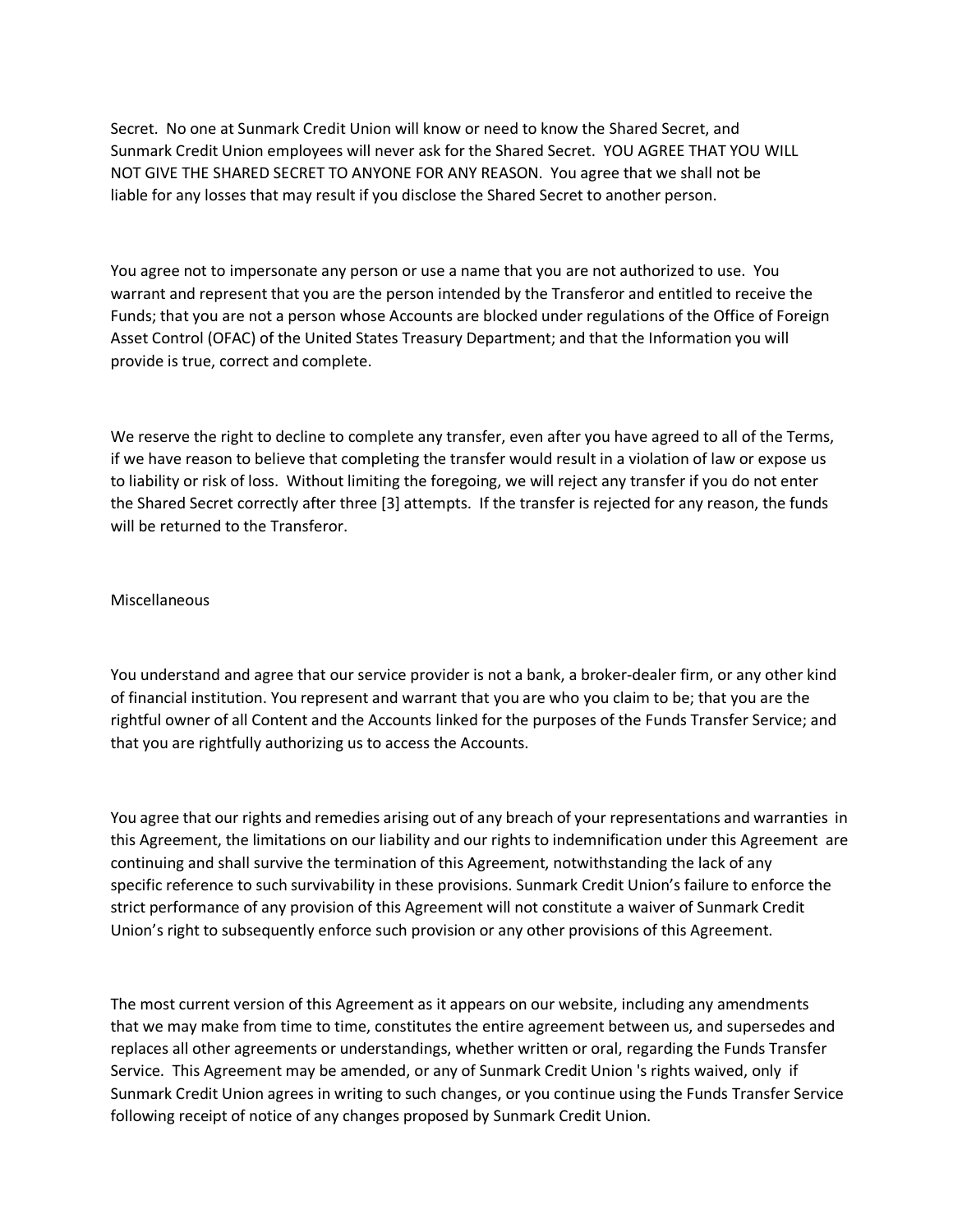Secret. No one at Sunmark Credit Union will know or need to know the Shared Secret, and Sunmark Credit Union employees will never ask for the Shared Secret. YOU AGREE THAT YOU WILL NOT GIVE THE SHARED SECRET TO ANYONE FOR ANY REASON. You agree that we shall not be liable for any losses that may result if you disclose the Shared Secret to another person.

You agree not to impersonate any person or use a name that you are not authorized to use. You warrant and represent that you are the person intended by the Transferor and entitled to receive the Funds; that you are not a person whose Accounts are blocked under regulations of the Office of Foreign Asset Control (OFAC) of the United States Treasury Department; and that the Information you will provide is true, correct and complete.

We reserve the right to decline to complete any transfer, even after you have agreed to all of the Terms, if we have reason to believe that completing the transfer would result in a violation of law or expose us to liability or risk of loss. Without limiting the foregoing, we will reject any transfer if you do not enter the Shared Secret correctly after three [3] attempts. If the transfer is rejected for any reason, the funds will be returned to the Transferor.

Miscellaneous

You understand and agree that our service provider is not a bank, a broker-dealer firm, or any other kind of financial institution. You represent and warrant that you are who you claim to be; that you are the rightful owner of all Content and the Accounts linked for the purposes of the Funds Transfer Service; and that you are rightfully authorizing us to access the Accounts.

You agree that our rights and remedies arising out of any breach of your representations and warranties in this Agreement, the limitations on our liability and our rights to indemnification under this Agreement are continuing and shall survive the termination of this Agreement, notwithstanding the lack of any specific reference to such survivability in these provisions. Sunmark Credit Union's failure to enforce the strict performance of any provision of this Agreement will not constitute a waiver of Sunmark Credit Union's right to subsequently enforce such provision or any other provisions of this Agreement.

The most current version of this Agreement as it appears on our website, including any amendments that we may make from time to time, constitutes the entire agreement between us, and supersedes and replaces all other agreements or understandings, whether written or oral, regarding the Funds Transfer Service. This Agreement may be amended, or any of Sunmark Credit Union 's rights waived, only if Sunmark Credit Union agrees in writing to such changes, or you continue using the Funds Transfer Service following receipt of notice of any changes proposed by Sunmark Credit Union.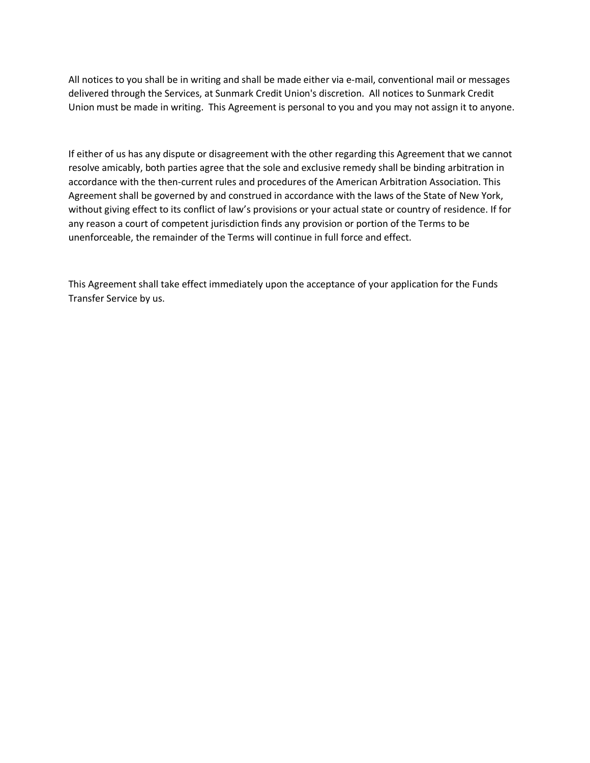All notices to you shall be in writing and shall be made either via e-mail, conventional mail or messages delivered through the Services, at Sunmark Credit Union's discretion. All notices to Sunmark Credit Union must be made in writing. This Agreement is personal to you and you may not assign it to anyone.

If either of us has any dispute or disagreement with the other regarding this Agreement that we cannot resolve amicably, both parties agree that the sole and exclusive remedy shall be binding arbitration in accordance with the then-current rules and procedures of the American Arbitration Association. This Agreement shall be governed by and construed in accordance with the laws of the State of New York, without giving effect to its conflict of law's provisions or your actual state or country of residence. If for any reason a court of competent jurisdiction finds any provision or portion of the Terms to be unenforceable, the remainder of the Terms will continue in full force and effect.

This Agreement shall take effect immediately upon the acceptance of your application for the Funds Transfer Service by us.